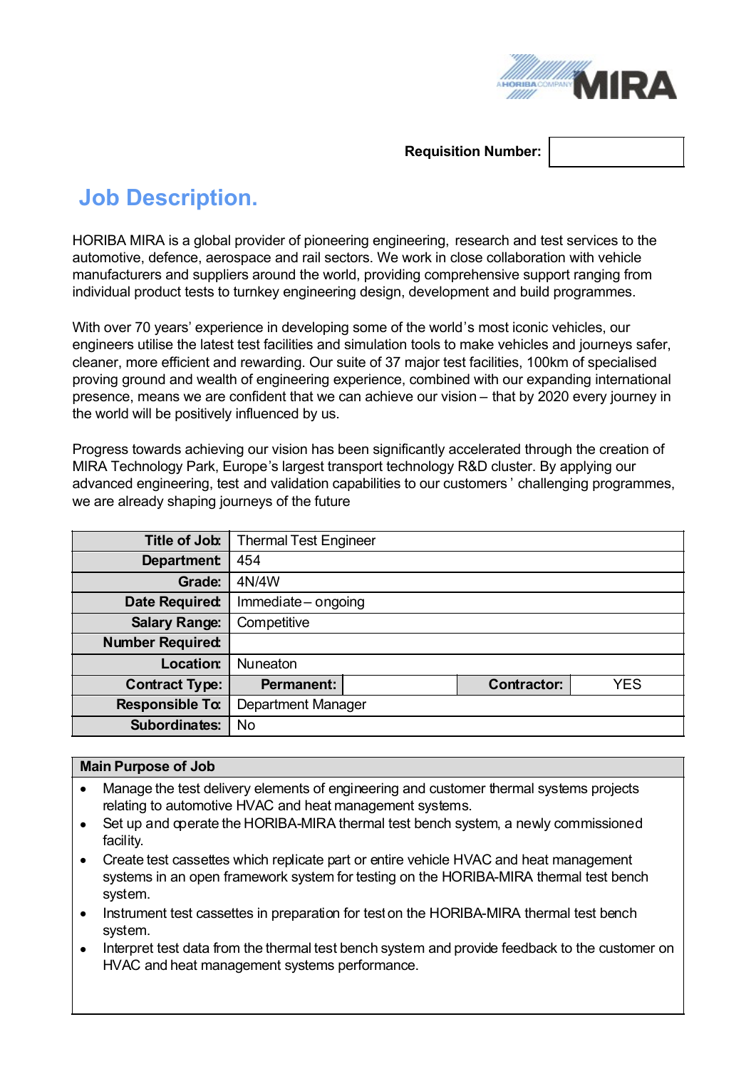**Requisition Number:**

# Job Description.

HORIBA MIRA is a global provider of pioneering engineering, research and test services to the automotive, defence, aerospace and rail sectors. We work in close collaboration with vehicle manufacturers and suppliers around the world, providing comprehensive support ranging from individual product tests to turnkey engineering design, development and build programmes.

With over 70 years' experience in developing some of the world's most iconic vehicles, our engineers utilise the latest test facilities and simulation tools to make vehicles and journeys safer, cleaner, more efficient and rewarding. Our suite of 37 major test facilities, 100km of specialised proving ground and wealth of engineering experience, combined with our expanding international presence, means we are confident that we can achieve our vision – that by 2020 every journey in the world will be positively influenced by us.

Progress towards achieving our vision has been significantly accelerated through the creation of MIRA Technology Park, Europe's largest transport technology R&D cluster. By applying our advanced engineering, test and validation capabilities to our customers' challenging programmes, we are already shaping journeys of the future

| | | | | |
|---|---|---|---|---|
| **Title of Job:** | Thermal Test Engineer | | | |
| **Department:** | 454 | | | |
| **Grade:** | 4N/4W | | | |
| **Date Required:** | Immediate – ongoing | | | |
| **Salary Range:** | Competitive | | | |
| **Number Required:** | | | | |
| **Location:** | Nuneaton | | | |
| **Contract Type:** | **Permanent:** | | **Contractor:** | YES |
| **Responsible To:** | Department Manager | | | |
| **Subordinates:** | No | | | |

**Main Purpose of Job**

- Manage the test delivery elements of engineering and customer thermal systems projects relating to automotive HVAC and heat management systems.
- Set up and operate the HORIBA-MIRA thermal test bench system, a newly commissioned facility.
- Create test cassettes which replicate part or entire vehicle HVAC and heat management systems in an open framework system for testing on the HORIBA-MIRA thermal test bench system.
- Instrument test cassettes in preparation for test on the HORIBA-MIRA thermal test bench system.
- Interpret test data from the thermal test bench system and provide feedback to the customer on HVAC and heat management systems performance.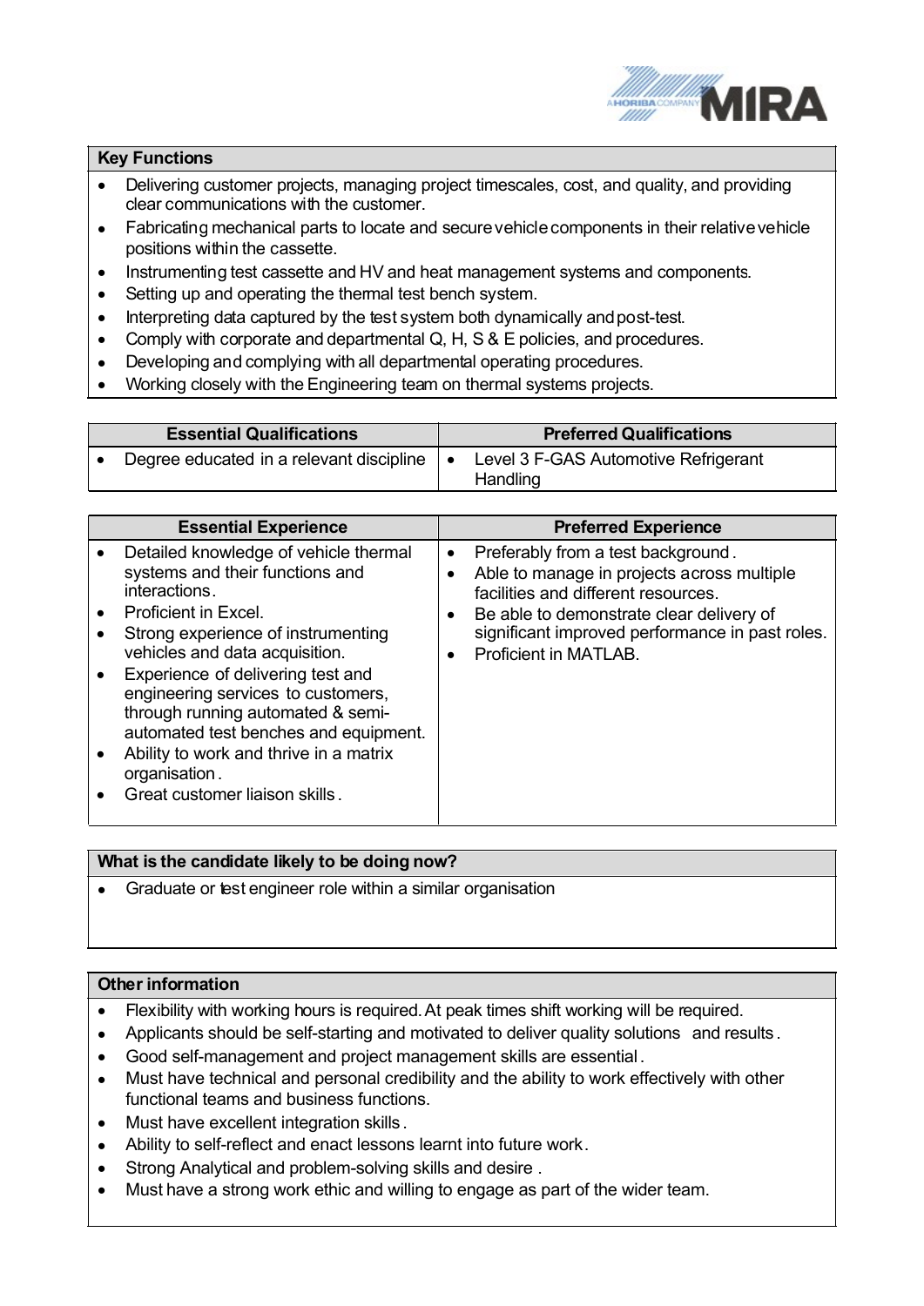| Key Functions |
| --- |
| • Delivering customer projects, managing project timescales, cost, and quality, and providing clear communications with the customer.<br>• Fabricating mechanical parts to locate and secure vehicle components in their relative vehicle positions within the cassette.<br>• Instrumenting test cassette and HV and heat management systems and components.<br>• Setting up and operating the thermal test bench system.<br>• Interpreting data captured by the test system both dynamically and post-test.<br>• Comply with corporate and departmental Q, H, S & E policies, and procedures.<br>• Developing and complying with all departmental operating procedures.<br>• Working closely with the Engineering team on thermal systems projects. |

| Essential Qualifications | Preferred Qualifications |
| --- | --- |
| • Degree educated in a relevant discipline | • Level 3 F-GAS Automotive Refrigerant Handling |

| Essential Experience | Preferred Experience |
| --- | --- |
| • Detailed knowledge of vehicle thermal systems and their functions and interactions.<br>• Proficient in Excel.<br>• Strong experience of instrumenting vehicles and data acquisition.<br>• Experience of delivering test and engineering services to customers, through running automated & semi-automated test benches and equipment.<br>• Ability to work and thrive in a matrix organisation.<br>• Great customer liaison skills. | • Preferably from a test background.<br>• Able to manage in projects across multiple facilities and different resources.<br>• Be able to demonstrate clear delivery of significant improved performance in past roles.<br>• Proficient in MATLAB. |

| What is the candidate likely to be doing now? |
| --- |
| • Graduate or test engineer role within a similar organisation |

| Other information |
| --- |
| • Flexibility with working hours is required. At peak times shift working will be required.<br>• Applicants should be self-starting and motivated to deliver quality solutions and results.<br>• Good self-management and project management skills are essential.<br>• Must have technical and personal credibility and the ability to work effectively with other functional teams and business functions.<br>• Must have excellent integration skills.<br>• Ability to self-reflect and enact lessons learnt into future work.<br>• Strong Analytical and problem-solving skills and desire .<br>• Must have a strong work ethic and willing to engage as part of the wider team. |